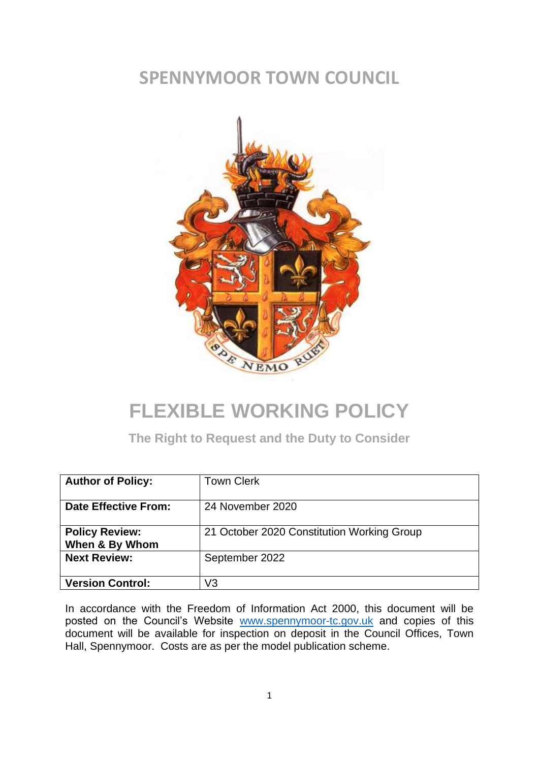# SPENNYMOOR TOWN COUNCIL

# FLEXIBLE WORKING POLICY

## The Right to Request and the Duty to Consider

| | |
|---|---|
| **Author of Policy:** | Town Clerk |
| **Date Effective From:** | 24 November 2020 |
| **Policy Review: When & By Whom** | 21 October 2020 Constitution Working Group |
| **Next Review:** | September 2022 |
| **Version Control:** | V3 |

In accordance with the Freedom of Information Act 2000, this document will be posted on the Council's Website www.spennymoor-tc.gov.uk and copies of this document will be available for inspection on deposit in the Council Offices, Town Hall, Spennymoor. Costs are as per the model publication scheme.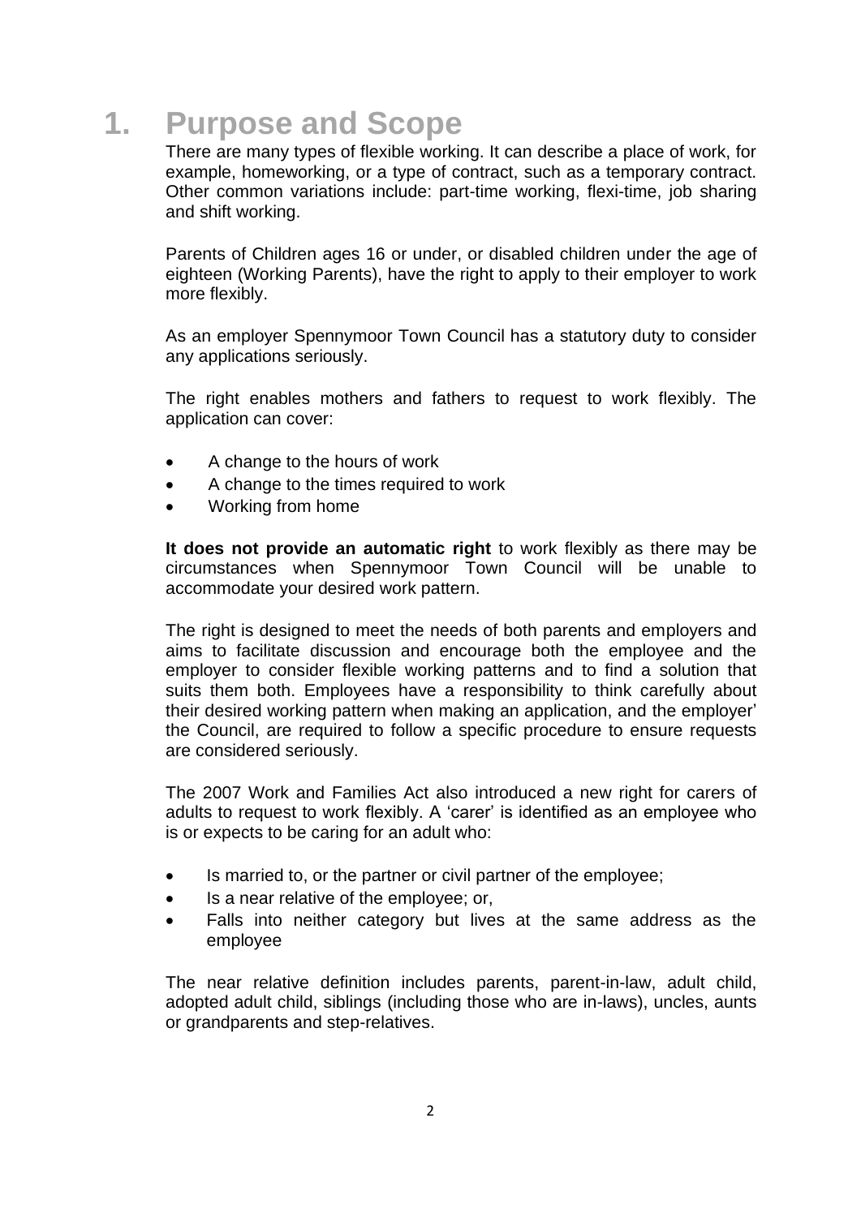# 1. Purpose and Scope

There are many types of flexible working. It can describe a place of work, for example, homeworking, or a type of contract, such as a temporary contract. Other common variations include: part-time working, flexi-time, job sharing and shift working.

Parents of Children ages 16 or under, or disabled children under the age of eighteen (Working Parents), have the right to apply to their employer to work more flexibly.

As an employer Spennymoor Town Council has a statutory duty to consider any applications seriously.

The right enables mothers and fathers to request to work flexibly. The application can cover:

- A change to the hours of work
- A change to the times required to work
- Working from home

**It does not provide an automatic right** to work flexibly as there may be circumstances when Spennymoor Town Council will be unable to accommodate your desired work pattern.

The right is designed to meet the needs of both parents and employers and aims to facilitate discussion and encourage both the employee and the employer to consider flexible working patterns and to find a solution that suits them both. Employees have a responsibility to think carefully about their desired working pattern when making an application, and the employer' the Council, are required to follow a specific procedure to ensure requests are considered seriously.

The 2007 Work and Families Act also introduced a new right for carers of adults to request to work flexibly. A 'carer' is identified as an employee who is or expects to be caring for an adult who:

- Is married to, or the partner or civil partner of the employee;
- Is a near relative of the employee; or,
- Falls into neither category but lives at the same address as the employee

The near relative definition includes parents, parent-in-law, adult child, adopted adult child, siblings (including those who are in-laws), uncles, aunts or grandparents and step-relatives.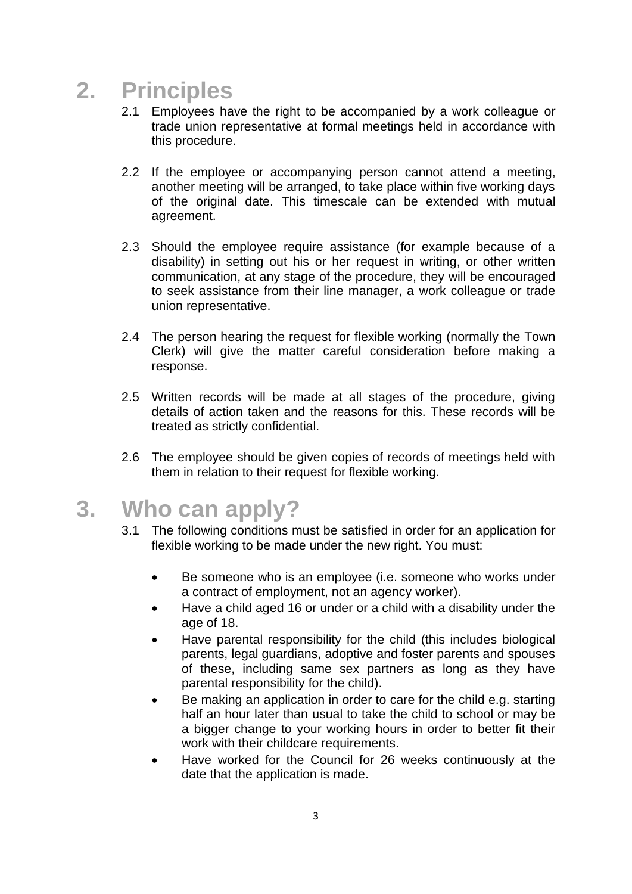## 2. Principles

2.1 Employees have the right to be accompanied by a work colleague or trade union representative at formal meetings held in accordance with this procedure.

2.2 If the employee or accompanying person cannot attend a meeting, another meeting will be arranged, to take place within five working days of the original date. This timescale can be extended with mutual agreement.

2.3 Should the employee require assistance (for example because of a disability) in setting out his or her request in writing, or other written communication, at any stage of the procedure, they will be encouraged to seek assistance from their line manager, a work colleague or trade union representative.

2.4 The person hearing the request for flexible working (normally the Town Clerk) will give the matter careful consideration before making a response.

2.5 Written records will be made at all stages of the procedure, giving details of action taken and the reasons for this. These records will be treated as strictly confidential.

2.6 The employee should be given copies of records of meetings held with them in relation to their request for flexible working.

## 3. Who can apply?

3.1 The following conditions must be satisfied in order for an application for flexible working to be made under the new right. You must:

- Be someone who is an employee (i.e. someone who works under a contract of employment, not an agency worker).
- Have a child aged 16 or under or a child with a disability under the age of 18.
- Have parental responsibility for the child (this includes biological parents, legal guardians, adoptive and foster parents and spouses of these, including same sex partners as long as they have parental responsibility for the child).
- Be making an application in order to care for the child e.g. starting half an hour later than usual to take the child to school or may be a bigger change to your working hours in order to better fit their work with their childcare requirements.
- Have worked for the Council for 26 weeks continuously at the date that the application is made.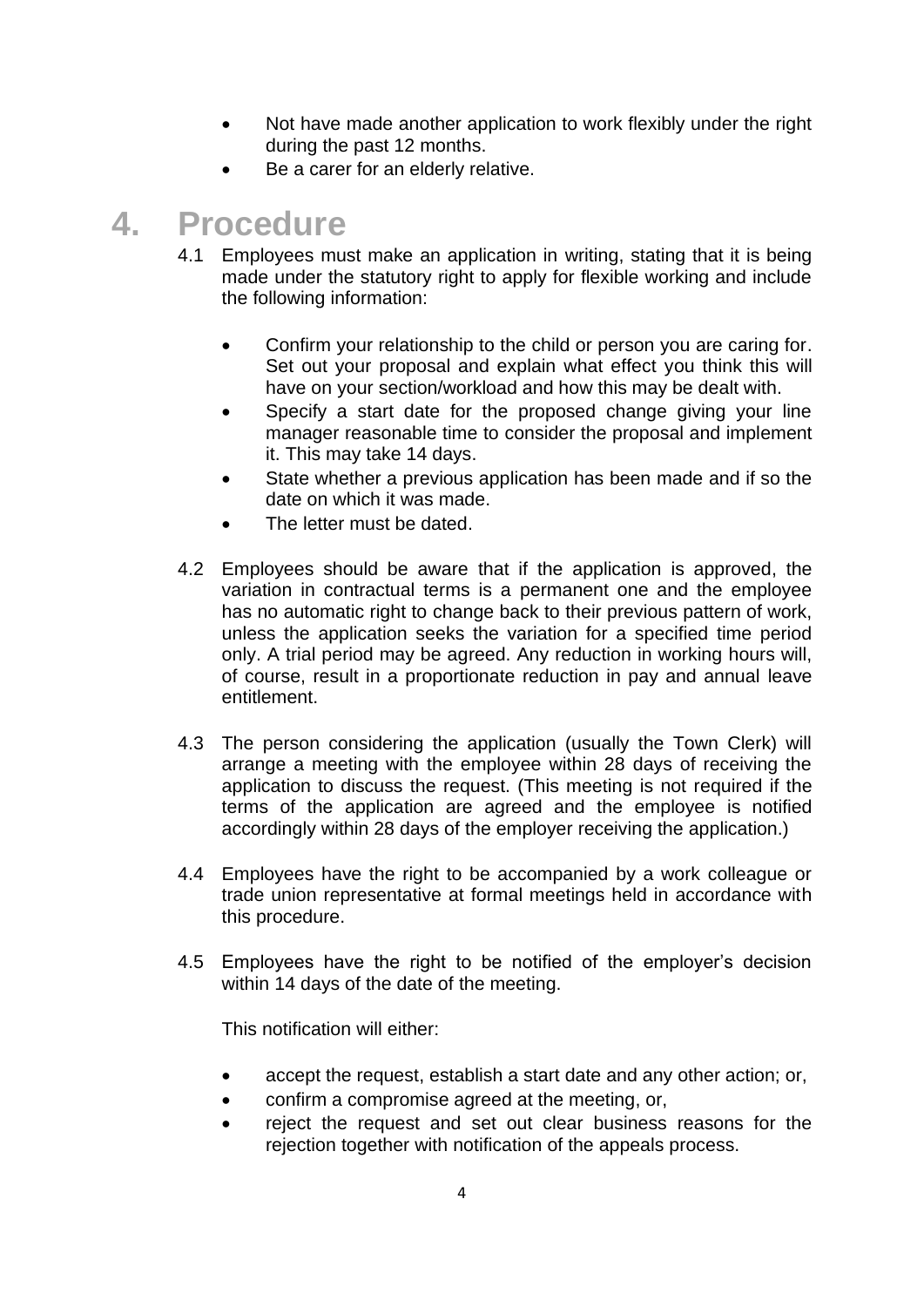- Not have made another application to work flexibly under the right during the past 12 months.
- Be a carer for an elderly relative.

# 4. Procedure

4.1 Employees must make an application in writing, stating that it is being made under the statutory right to apply for flexible working and include the following information:

- Confirm your relationship to the child or person you are caring for. Set out your proposal and explain what effect you think this will have on your section/workload and how this may be dealt with.
- Specify a start date for the proposed change giving your line manager reasonable time to consider the proposal and implement it. This may take 14 days.
- State whether a previous application has been made and if so the date on which it was made.
- The letter must be dated.

4.2 Employees should be aware that if the application is approved, the variation in contractual terms is a permanent one and the employee has no automatic right to change back to their previous pattern of work, unless the application seeks the variation for a specified time period only. A trial period may be agreed. Any reduction in working hours will, of course, result in a proportionate reduction in pay and annual leave entitlement.

4.3 The person considering the application (usually the Town Clerk) will arrange a meeting with the employee within 28 days of receiving the application to discuss the request. (This meeting is not required if the terms of the application are agreed and the employee is notified accordingly within 28 days of the employer receiving the application.)

4.4 Employees have the right to be accompanied by a work colleague or trade union representative at formal meetings held in accordance with this procedure.

4.5 Employees have the right to be notified of the employer's decision within 14 days of the date of the meeting.

This notification will either:

- accept the request, establish a start date and any other action; or,
- confirm a compromise agreed at the meeting, or,
- reject the request and set out clear business reasons for the rejection together with notification of the appeals process.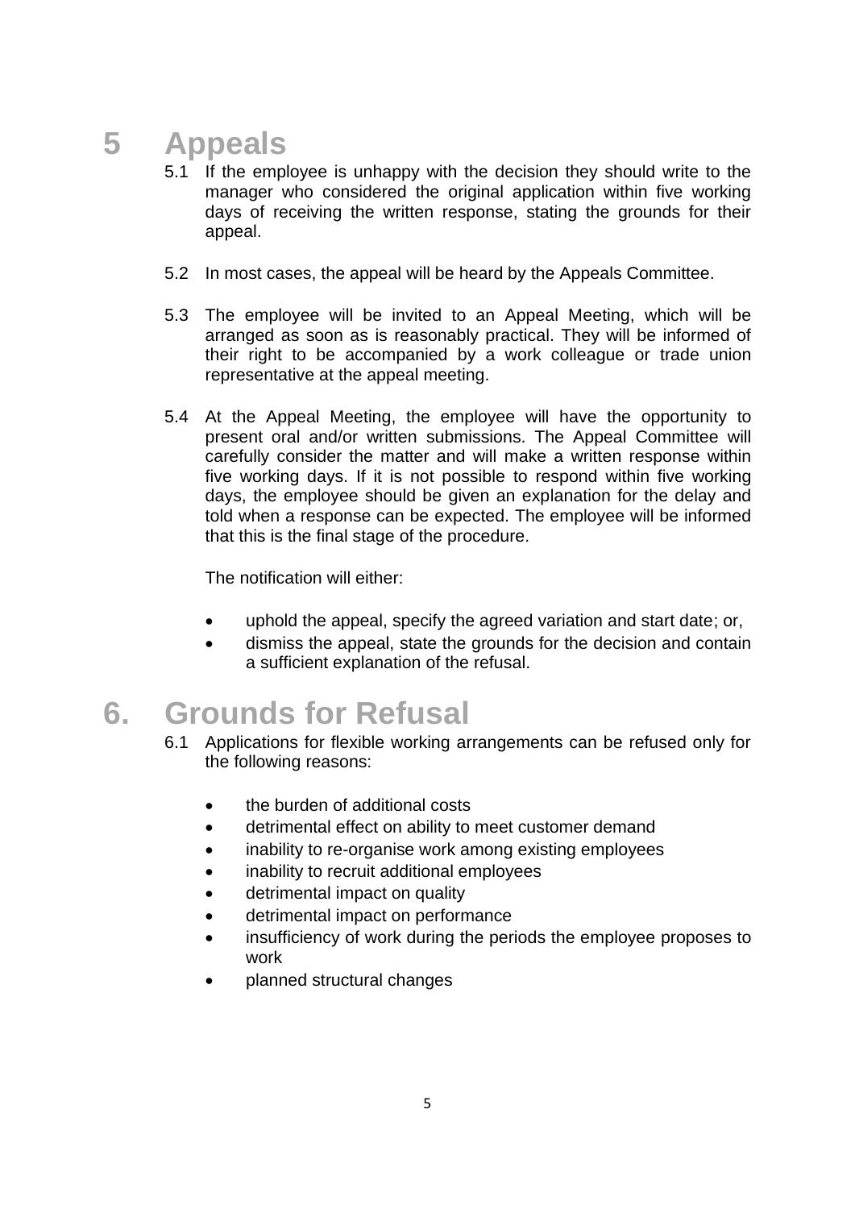# 5 Appeals

5.1 If the employee is unhappy with the decision they should write to the manager who considered the original application within five working days of receiving the written response, stating the grounds for their appeal.

5.2 In most cases, the appeal will be heard by the Appeals Committee.

5.3 The employee will be invited to an Appeal Meeting, which will be arranged as soon as is reasonably practical. They will be informed of their right to be accompanied by a work colleague or trade union representative at the appeal meeting.

5.4 At the Appeal Meeting, the employee will have the opportunity to present oral and/or written submissions. The Appeal Committee will carefully consider the matter and will make a written response within five working days. If it is not possible to respond within five working days, the employee should be given an explanation for the delay and told when a response can be expected. The employee will be informed that this is the final stage of the procedure.

The notification will either:

- uphold the appeal, specify the agreed variation and start date; or,
- dismiss the appeal, state the grounds for the decision and contain a sufficient explanation of the refusal.

# 6. Grounds for Refusal

6.1 Applications for flexible working arrangements can be refused only for the following reasons:

- the burden of additional costs
- detrimental effect on ability to meet customer demand
- inability to re-organise work among existing employees
- inability to recruit additional employees
- detrimental impact on quality
- detrimental impact on performance
- insufficiency of work during the periods the employee proposes to work
- planned structural changes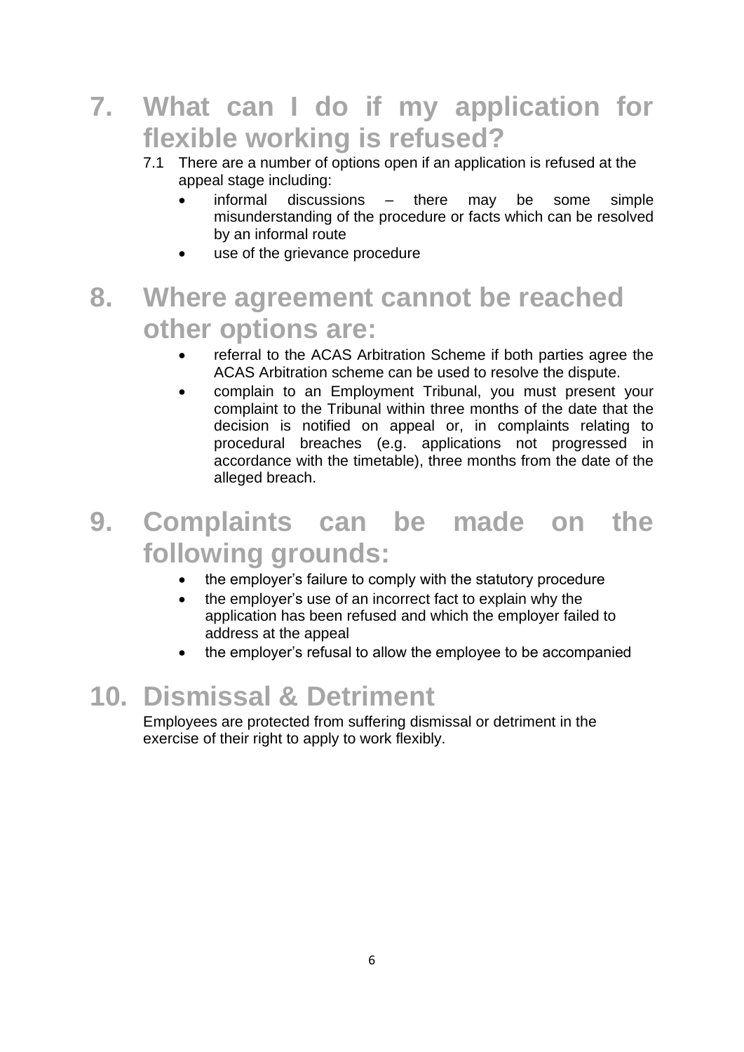## 7. What can I do if my application for flexible working is refused?

7.1 There are a number of options open if an application is refused at the appeal stage including:

- informal discussions – there may be some simple misunderstanding of the procedure or facts which can be resolved by an informal route
- use of the grievance procedure

## 8. Where agreement cannot be reached other options are:

- referral to the ACAS Arbitration Scheme if both parties agree the ACAS Arbitration scheme can be used to resolve the dispute.
- complain to an Employment Tribunal, you must present your complaint to the Tribunal within three months of the date that the decision is notified on appeal or, in complaints relating to procedural breaches (e.g. applications not progressed in accordance with the timetable), three months from the date of the alleged breach.

## 9. Complaints can be made on the following grounds:

- the employer's failure to comply with the statutory procedure
- the employer's use of an incorrect fact to explain why the application has been refused and which the employer failed to address at the appeal
- the employer's refusal to allow the employee to be accompanied

## 10. Dismissal & Detriment

Employees are protected from suffering dismissal or detriment in the exercise of their right to apply to work flexibly.